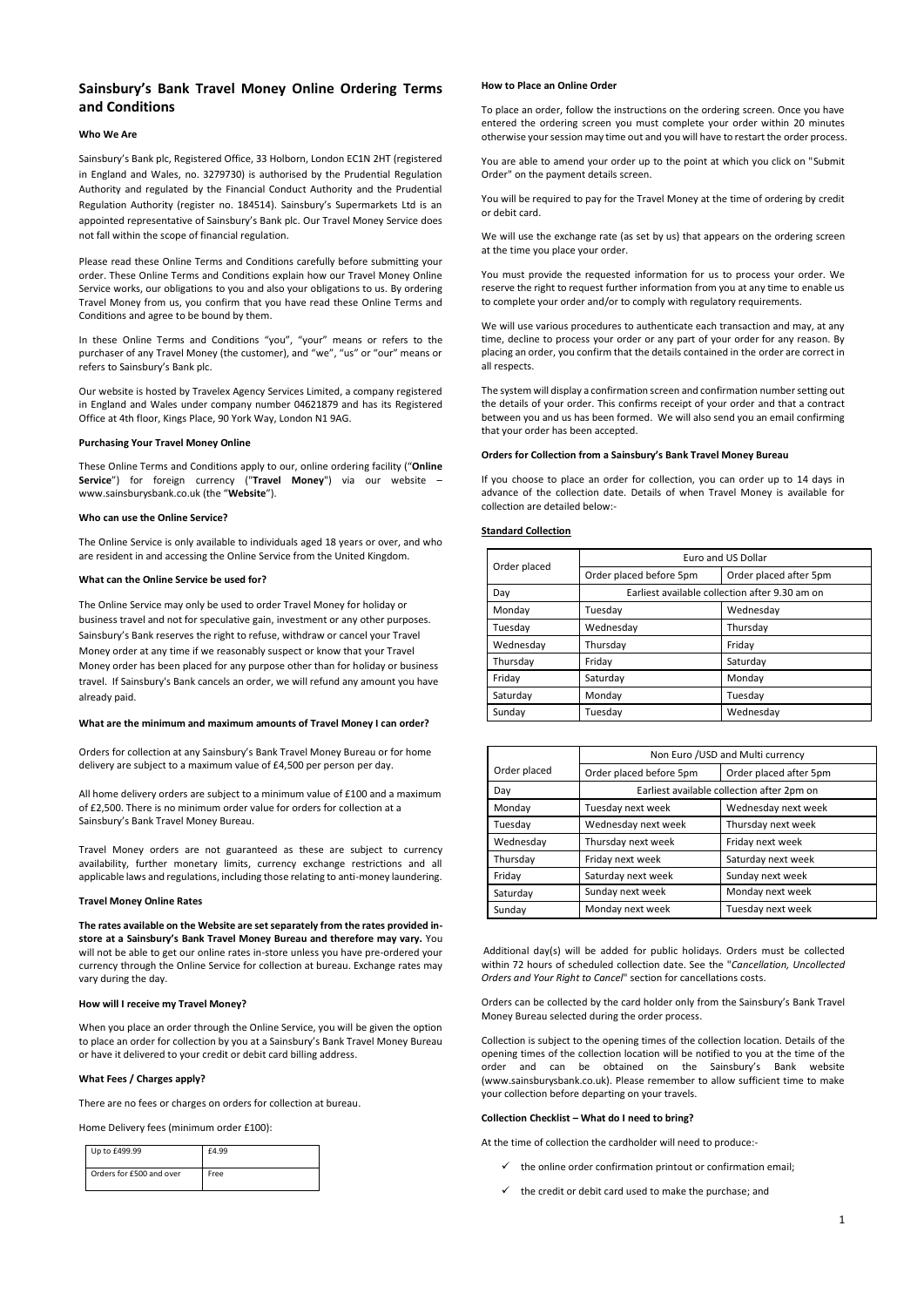# Sainsbury's Bank Travel Money Online Ordering Terms and Conditions

### Who We Are

Sainsbury's Bank plc, Registered Office, 33 Holborn, London EC1N 2HT (registered in England and Wales, no. 3279730) is authorised by the Prudential Regulation Authority and regulated by the Financial Conduct Authority and the Prudential Regulation Authority (register no. 184514). Sainsbury's Supermarkets Ltd is an appointed representative of Sainsbury's Bank plc. Our Travel Money Service does not fall within the scope of financial regulation.

Please read these Online Terms and Conditions carefully before submitting your order. These Online Terms and Conditions explain how our Travel Money Online Service works, our obligations to you and also your obligations to us. By ordering Travel Money from us, you confirm that you have read these Online Terms and Conditions and agree to be bound by them.

In these Online Terms and Conditions "you", "your" means or refers to the purchaser of any Travel Money (the customer), and "we", "us" or "our" means or refers to Sainsbury's Bank plc.

Our website is hosted by Travelex Agency Services Limited, a company registered in England and Wales under company number 04621879 and has its Registered Office at 4th floor, Kings Place, 90 York Way, London N1 9AG.

### Purchasing Your Travel Money Online

These Online Terms and Conditions apply to our, online ordering facility ("**Online Service**") for foreign currency ("**Travel Money**") via our website – www.sainsburysbank.co.uk (the "**Website**").

### Who can use the Online Service?

The Online Service is only available to individuals aged 18 years or over, and who are resident in and accessing the Online Service from the United Kingdom.

### What can the Online Service be used for?

The Online Service may only be used to order Travel Money for holiday or business travel and not for speculative gain, investment or any other purposes. Sainsbury's Bank reserves the right to refuse, withdraw or cancel your Travel Money order at any time if we reasonably suspect or know that your Travel Money order has been placed for any purpose other than for holiday or business travel. If Sainsbury's Bank cancels an order, we will refund any amount you have already paid.

### What are the minimum and maximum amounts of Travel Money I can order?

Orders for collection at any Sainsbury's Bank Travel Money Bureau or for home delivery are subject to a maximum value of £4,500 per person per day.

All home delivery orders are subject to a minimum value of £100 and a maximum of £2,500. There is no minimum order value for orders for collection at a Sainsbury's Bank Travel Money Bureau.

Travel Money orders are not guaranteed as these are subject to currency availability, further monetary limits, currency exchange restrictions and all applicable laws and regulations, including those relating to anti-money laundering.

### Travel Money Online Rates

**The rates available on the Website are set separately from the rates provided in-store at a Sainsbury's Bank Travel Money Bureau and therefore may vary.** You will not be able to get our online rates in-store unless you have pre-ordered your currency through the Online Service for collection at bureau. Exchange rates may vary during the day.

### How will I receive my Travel Money?

When you place an order through the Online Service, you will be given the option to place an order for collection by you at a Sainsbury's Bank Travel Money Bureau or have it delivered to your credit or debit card billing address.

### What Fees / Charges apply?

There are no fees or charges on orders for collection at bureau.

Home Delivery fees (minimum order £100):

| Up to £499.99 | £4.99 |
|---|---|
| Orders for £500 and over | Free |

### How to Place an Online Order

To place an order, follow the instructions on the ordering screen. Once you have entered the ordering screen you must complete your order within 20 minutes otherwise your session may time out and you will have to restart the order process.

You are able to amend your order up to the point at which you click on "Submit Order" on the payment details screen.

You will be required to pay for the Travel Money at the time of ordering by credit or debit card.

We will use the exchange rate (as set by us) that appears on the ordering screen at the time you place your order.

You must provide the requested information for us to process your order. We reserve the right to request further information from you at any time to enable us to complete your order and/or to comply with regulatory requirements.

We will use various procedures to authenticate each transaction and may, at any time, decline to process your order or any part of your order for any reason. By placing an order, you confirm that the details contained in the order are correct in all respects.

The system will display a confirmation screen and confirmation number setting out the details of your order. This confirms receipt of your order and that a contract between you and us has been formed. We will also send you an email confirming that your order has been accepted.

### Orders for Collection from a Sainsbury's Bank Travel Money Bureau

If you choose to place an order for collection, you can order up to 14 days in advance of the collection date. Details of when Travel Money is available for collection are detailed below:-

**Standard Collection**

| Order placed | Euro and US Dollar | |
|---|---|---|
| | Order placed before 5pm | Order placed after 5pm |
| Day | Earliest available collection after 9.30 am on | |
| Monday | Tuesday | Wednesday |
| Tuesday | Wednesday | Thursday |
| Wednesday | Thursday | Friday |
| Thursday | Friday | Saturday |
| Friday | Saturday | Monday |
| Saturday | Monday | Tuesday |
| Sunday | Tuesday | Wednesday |

| Order placed | Non Euro /USD and Multi currency | |
|---|---|---|
| | Order placed before 5pm | Order placed after 5pm |
| Day | Earliest available collection after 2pm on | |
| Monday | Tuesday next week | Wednesday next week |
| Tuesday | Wednesday next week | Thursday next week |
| Wednesday | Thursday next week | Friday next week |
| Thursday | Friday next week | Saturday next week |
| Friday | Saturday next week | Sunday next week |
| Saturday | Sunday next week | Monday next week |
| Sunday | Monday next week | Tuesday next week |

Additional day(s) will be added for public holidays. Orders must be collected within 72 hours of scheduled collection date. See the "*Cancellation, Uncollected Orders and Your Right to Cancel*" section for cancellations costs.

Orders can be collected by the card holder only from the Sainsbury's Bank Travel Money Bureau selected during the order process.

Collection is subject to the opening times of the collection location. Details of the opening times of the collection location will be notified to you at the time of the order and can be obtained on the Sainsbury's Bank website (www.sainsburysbank.co.uk). Please remember to allow sufficient time to make your collection before departing on your travels.

### Collection Checklist – What do I need to bring?

At the time of collection the cardholder will need to produce:-

- ✓ the online order confirmation printout or confirmation email;
- ✓ the credit or debit card used to make the purchase; and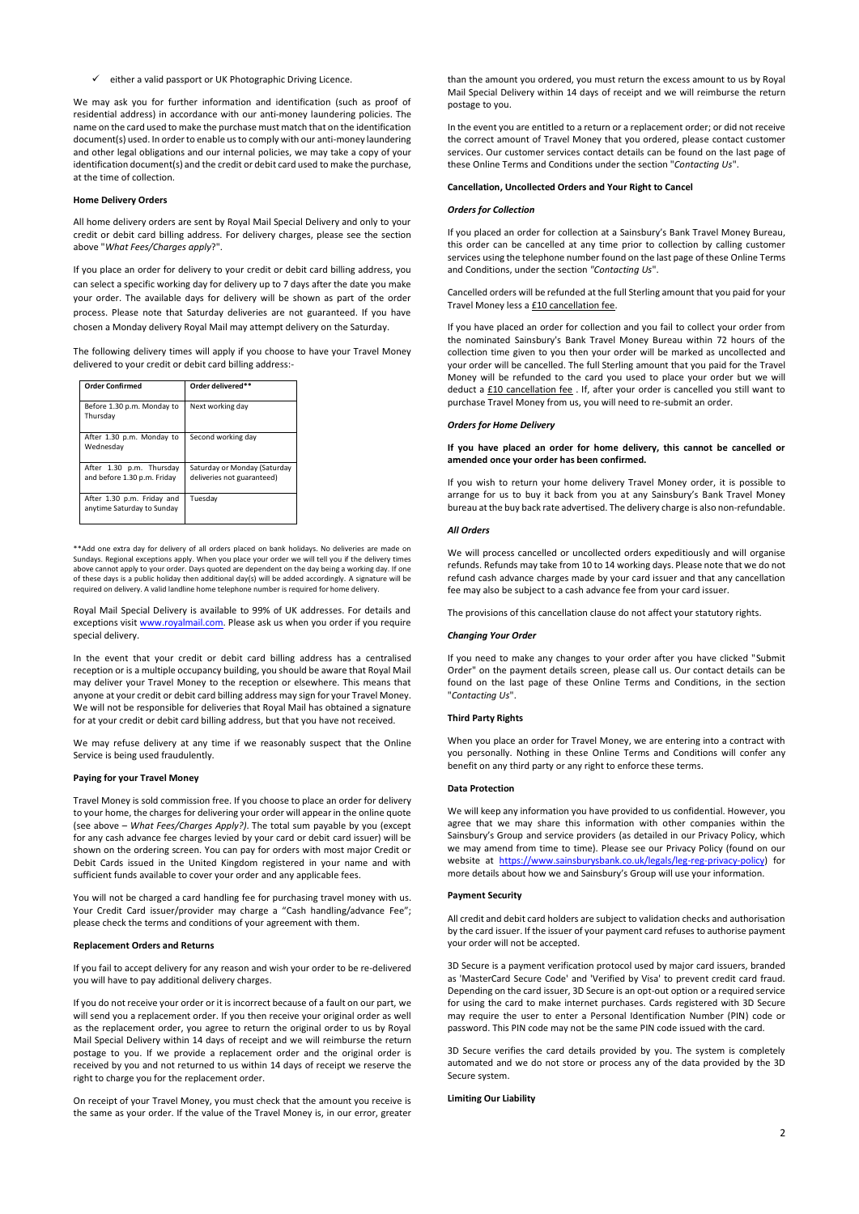✓ either a valid passport or UK Photographic Driving Licence.

We may ask you for further information and identification (such as proof of residential address) in accordance with our anti-money laundering policies. The name on the card used to make the purchase must match that on the identification document(s) used. In order to enable us to comply with our anti-money laundering and other legal obligations and our internal policies, we may take a copy of your identification document(s) and the credit or debit card used to make the purchase, at the time of collection.

**Home Delivery Orders**

All home delivery orders are sent by Royal Mail Special Delivery and only to your credit or debit card billing address. For delivery charges, please see the section above "*What Fees/Charges apply*?".

If you place an order for delivery to your credit or debit card billing address, you can select a specific working day for delivery up to 7 days after the date you make your order. The available days for delivery will be shown as part of the order process. Please note that Saturday deliveries are not guaranteed. If you have chosen a Monday delivery Royal Mail may attempt delivery on the Saturday.

The following delivery times will apply if you choose to have your Travel Money delivered to your credit or debit card billing address:-

| Order Confirmed | Order delivered** |
|---|---|
| Before 1.30 p.m. Monday to Thursday | Next working day |
| After 1.30 p.m. Monday to Wednesday | Second working day |
| After 1.30 p.m. Thursday and before 1.30 p.m. Friday | Saturday or Monday (Saturday deliveries not guaranteed) |
| After 1.30 p.m. Friday and anytime Saturday to Sunday | Tuesday |

**Add one extra day for delivery of all orders placed on bank holidays. No deliveries are made on Sundays. Regional exceptions apply. When you place your order we will tell you if the delivery times above cannot apply to your order. Days quoted are dependent on the day being a working day. If one of these days is a public holiday then additional day(s) will be added accordingly. A signature will be required on delivery. A valid landline home telephone number is required for home delivery.

Royal Mail Special Delivery is available to 99% of UK addresses. For details and exceptions visit www.royalmail.com. Please ask us when you order if you require special delivery.

In the event that your credit or debit card billing address has a centralised reception or is a multiple occupancy building, you should be aware that Royal Mail may deliver your Travel Money to the reception or elsewhere. This means that anyone at your credit or debit card billing address may sign for your Travel Money. We will not be responsible for deliveries that Royal Mail has obtained a signature for at your credit or debit card billing address, but that you have not received.

We may refuse delivery at any time if we reasonably suspect that the Online Service is being used fraudulently.

**Paying for your Travel Money**

Travel Money is sold commission free. If you choose to place an order for delivery to your home, the charges for delivering your order will appear in the online quote (see above – *What Fees/Charges Apply?)*. The total sum payable by you (except for any cash advance fee charges levied by your card or debit card issuer) will be shown on the ordering screen. You can pay for orders with most major Credit or Debit Cards issued in the United Kingdom registered in your name and with sufficient funds available to cover your order and any applicable fees.

You will not be charged a card handling fee for purchasing travel money with us. Your Credit Card issuer/provider may charge a "Cash handling/advance Fee"; please check the terms and conditions of your agreement with them.

**Replacement Orders and Returns**

If you fail to accept delivery for any reason and wish your order to be re-delivered you will have to pay additional delivery charges.

If you do not receive your order or it is incorrect because of a fault on our part, we will send you a replacement order. If you then receive your original order as well as the replacement order, you agree to return the original order to us by Royal Mail Special Delivery within 14 days of receipt and we will reimburse the return postage to you. If we provide a replacement order and the original order is received by you and not returned to us within 14 days of receipt we reserve the right to charge you for the replacement order.

On receipt of your Travel Money, you must check that the amount you receive is the same as your order. If the value of the Travel Money is, in our error, greater than the amount you ordered, you must return the excess amount to us by Royal Mail Special Delivery within 14 days of receipt and we will reimburse the return postage to you.

In the event you are entitled to a return or a replacement order; or did not receive the correct amount of Travel Money that you ordered, please contact customer services. Our customer services contact details can be found on the last page of these Online Terms and Conditions under the section "*Contacting Us*".

**Cancellation, Uncollected Orders and Your Right to Cancel**

***Orders for Collection***

If you placed an order for collection at a Sainsbury's Bank Travel Money Bureau, this order can be cancelled at any time prior to collection by calling customer services using the telephone number found on the last page of these Online Terms and Conditions, under the section *"Contacting Us*".

Cancelled orders will be refunded at the full Sterling amount that you paid for your Travel Money less a £10 cancellation fee.

If you have placed an order for collection and you fail to collect your order from the nominated Sainsbury's Bank Travel Money Bureau within 72 hours of the collection time given to you then your order will be marked as uncollected and your order will be cancelled. The full Sterling amount that you paid for the Travel Money will be refunded to the card you used to place your order but we will deduct a £10 cancellation fee . If, after your order is cancelled you still want to purchase Travel Money from us, you will need to re-submit an order.

***Orders for Home Delivery***

**If you have placed an order for home delivery, this cannot be cancelled or amended once your order has been confirmed.**

If you wish to return your home delivery Travel Money order, it is possible to arrange for us to buy it back from you at any Sainsbury's Bank Travel Money bureau at the buy back rate advertised. The delivery charge is also non-refundable.

***All Orders***

We will process cancelled or uncollected orders expeditiously and will organise refunds. Refunds may take from 10 to 14 working days. Please note that we do not refund cash advance charges made by your card issuer and that any cancellation fee may also be subject to a cash advance fee from your card issuer.

The provisions of this cancellation clause do not affect your statutory rights.

***Changing Your Order***

If you need to make any changes to your order after you have clicked "Submit Order" on the payment details screen, please call us. Our contact details can be found on the last page of these Online Terms and Conditions, in the section "*Contacting Us*".

**Third Party Rights**

When you place an order for Travel Money, we are entering into a contract with you personally. Nothing in these Online Terms and Conditions will confer any benefit on any third party or any right to enforce these terms.

**Data Protection**

We will keep any information you have provided to us confidential. However, you agree that we may share this information with other companies within the Sainsbury's Group and service providers (as detailed in our Privacy Policy, which we may amend from time to time). Please see our Privacy Policy (found on our website at https://www.sainsburysbank.co.uk/legals/leg-reg-privacy-policy) for more details about how we and Sainsbury's Group will use your information.

**Payment Security**

All credit and debit card holders are subject to validation checks and authorisation by the card issuer. If the issuer of your payment card refuses to authorise payment your order will not be accepted.

3D Secure is a payment verification protocol used by major card issuers, branded as 'MasterCard Secure Code' and 'Verified by Visa' to prevent credit card fraud. Depending on the card issuer, 3D Secure is an opt-out option or a required service for using the card to make internet purchases. Cards registered with 3D Secure may require the user to enter a Personal Identification Number (PIN) code or password. This PIN code may not be the same PIN code issued with the card.

3D Secure verifies the card details provided by you. The system is completely automated and we do not store or process any of the data provided by the 3D Secure system.

**Limiting Our Liability**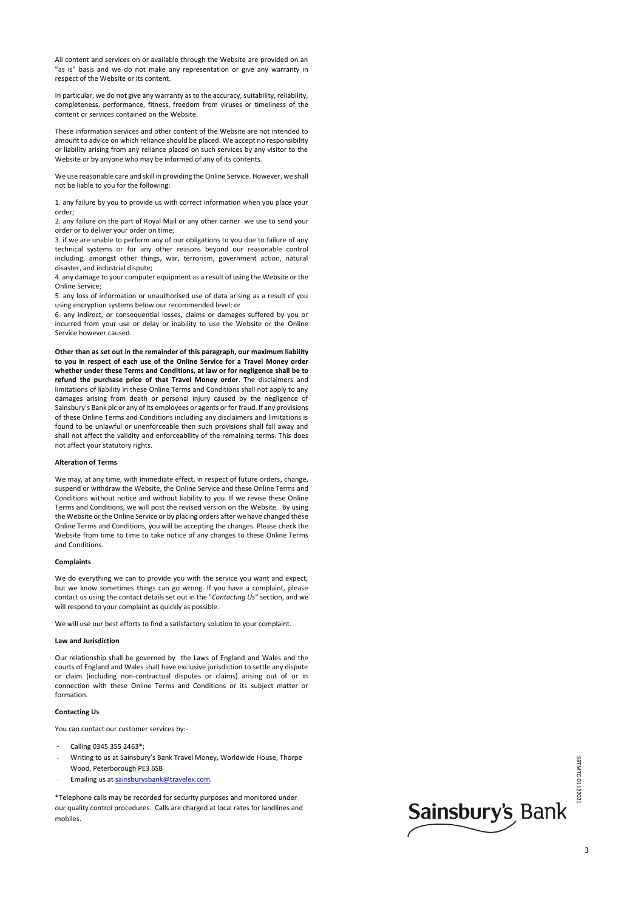All content and services on or available through the Website are provided on an "as is" basis and we do not make any representation or give any warranty in respect of the Website or its content.

In particular, we do not give any warranty as to the accuracy, suitability, reliability, completeness, performance, fitness, freedom from viruses or timeliness of the content or services contained on the Website.

These information services and other content of the Website are not intended to amount to advice on which reliance should be placed. We accept no responsibility or liability arising from any reliance placed on such services by any visitor to the Website or by anyone who may be informed of any of its contents.

We use reasonable care and skill in providing the Online Service. However, we shall not be liable to you for the following:

1. any failure by you to provide us with correct information when you place your order;
2. any failure on the part of Royal Mail or any other carrier we use to send your order or to deliver your order on time;
3. if we are unable to perform any of our obligations to you due to failure of any technical systems or for any other reasons beyond our reasonable control including, amongst other things, war, terrorism, government action, natural disaster, and industrial dispute;
4. any damage to your computer equipment as a result of using the Website or the Online Service;
5. any loss of information or unauthorised use of data arising as a result of you using encryption systems below our recommended level; or
6. any indirect, or consequential losses, claims or damages suffered by you or incurred from your use or delay or inability to use the Website or the Online Service however caused.

**Other than as set out in the remainder of this paragraph, our maximum liability to you in respect of each use of the Online Service for a Travel Money order whether under these Terms and Conditions, at law or for negligence shall be to refund the purchase price of that Travel Money order**. The disclaimers and limitations of liability in these Online Terms and Conditions shall not apply to any damages arising from death or personal injury caused by the negligence of Sainsbury's Bank plc or any of its employees or agents or for fraud. If any provisions of these Online Terms and Conditions including any disclaimers and limitations is found to be unlawful or unenforceable then such provisions shall fall away and shall not affect the validity and enforceability of the remaining terms. This does not affect your statutory rights.

**Alteration of Terms**

We may, at any time, with immediate effect, in respect of future orders, change, suspend or withdraw the Website, the Online Service and these Online Terms and Conditions without notice and without liability to you. If we revise these Online Terms and Conditions, we will post the revised version on the Website. By using the Website or the Online Service or by placing orders after we have changed these Online Terms and Conditions, you will be accepting the changes. Please check the Website from time to time to take notice of any changes to these Online Terms and Conditions.

**Complaints**

We do everything we can to provide you with the service you want and expect, but we know sometimes things can go wrong. If you have a complaint, please contact us using the contact details set out in the "*Contacting Us*" section, and we will respond to your complaint as quickly as possible.

We will use our best efforts to find a satisfactory solution to your complaint.

**Law and Jurisdiction**

Our relationship shall be governed by the Laws of England and Wales and the courts of England and Wales shall have exclusive jurisdiction to settle any dispute or claim (including non-contractual disputes or claims) arising out of or in connection with these Online Terms and Conditions or its subject matter or formation.

**Contacting Us**

You can contact our customer services by:-

- Calling 0345 355 2463*;
- Writing to us at Sainsbury's Bank Travel Money, Worldwide House, Thorpe Wood, Peterborough PE3 6SB
- Emailing us at sainsburysbank@travelex.com.

*Telephone calls may be recorded for security purposes and monitored under our quality control procedures. Calls are charged at local rates for landlines and mobiles.

Sainsbury's Bank

SBTMTC-01122021